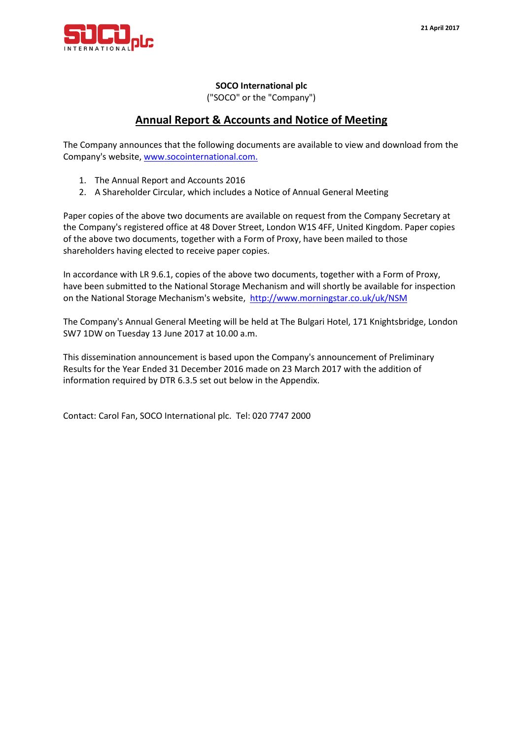21 April 2017

**SOCO International plc**
("SOCO" or the "Company")

## Annual Report & Accounts and Notice of Meeting

The Company announces that the following documents are available to view and download from the Company's website, [www.sociointernational.com.](www.socointernational.com)

1. The Annual Report and Accounts 2016
2. A Shareholder Circular, which includes a Notice of Annual General Meeting

Paper copies of the above two documents are available on request from the Company Secretary at the Company's registered office at 48 Dover Street, London W1S 4FF, United Kingdom. Paper copies of the above two documents, together with a Form of Proxy, have been mailed to those shareholders having elected to receive paper copies.

In accordance with LR 9.6.1, copies of the above two documents, together with a Form of Proxy, have been submitted to the National Storage Mechanism and will shortly be available for inspection on the National Storage Mechanism's website, [http://www.morningstar.co.uk/uk/NSM](http://www.morningstar.co.uk/uk/NSM)

The Company's Annual General Meeting will be held at The Bulgari Hotel, 171 Knightsbridge, London SW7 1DW on Tuesday 13 June 2017 at 10.00 a.m.

This dissemination announcement is based upon the Company's announcement of Preliminary Results for the Year Ended 31 December 2016 made on 23 March 2017 with the addition of information required by DTR 6.3.5 set out below in the Appendix.

Contact: Carol Fan, SOCO International plc. Tel: 020 7747 2000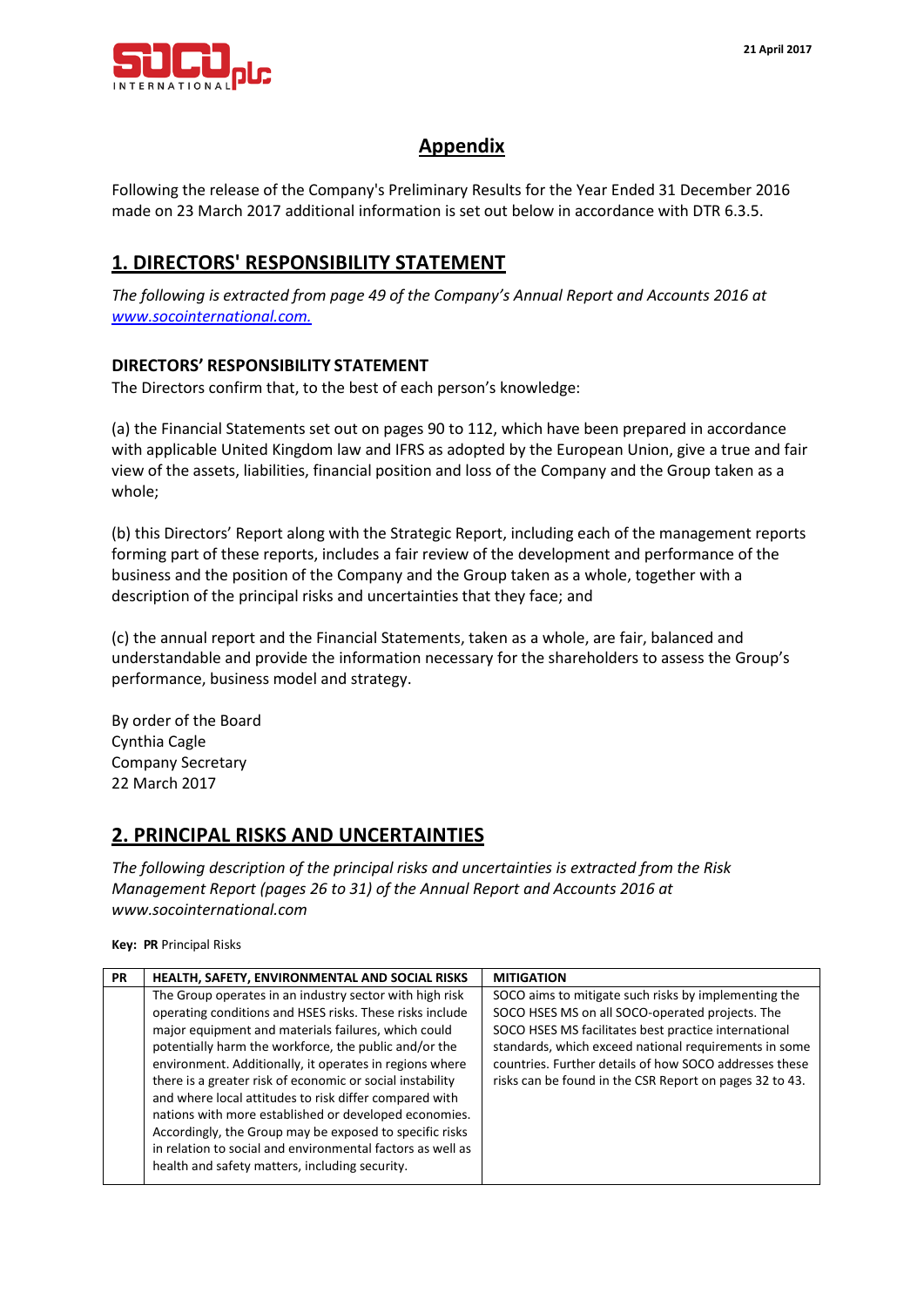# Appendix

Following the release of the Company's Preliminary Results for the Year Ended 31 December 2016 made on 23 March 2017 additional information is set out below in accordance with DTR 6.3.5.

## 1. DIRECTORS' RESPONSIBILITY STATEMENT

*The following is extracted from page 49 of the Company's Annual Report and Accounts 2016 at [www.socointernational.com.](www.socointernational.com)*

### DIRECTORS' RESPONSIBILITY STATEMENT

The Directors confirm that, to the best of each person's knowledge:

(a) the Financial Statements set out on pages 90 to 112, which have been prepared in accordance with applicable United Kingdom law and IFRS as adopted by the European Union, give a true and fair view of the assets, liabilities, financial position and loss of the Company and the Group taken as a whole;

(b) this Directors' Report along with the Strategic Report, including each of the management reports forming part of these reports, includes a fair review of the development and performance of the business and the position of the Company and the Group taken as a whole, together with a description of the principal risks and uncertainties that they face; and

(c) the annual report and the Financial Statements, taken as a whole, are fair, balanced and understandable and provide the information necessary for the shareholders to assess the Group's performance, business model and strategy.

By order of the Board
Cynthia Cagle
Company Secretary
22 March 2017

## 2. PRINCIPAL RISKS AND UNCERTAINTIES

*The following description of the principal risks and uncertainties is extracted from the Risk Management Report (pages 26 to 31) of the Annual Report and Accounts 2016 at www.socointernational.com*

**Key: PR** Principal Risks

| PR | HEALTH, SAFETY, ENVIRONMENTAL AND SOCIAL RISKS | MITIGATION |
|---|---|---|
| | The Group operates in an industry sector with high risk operating conditions and HSES risks. These risks include major equipment and materials failures, which could potentially harm the workforce, the public and/or the environment. Additionally, it operates in regions where there is a greater risk of economic or social instability and where local attitudes to risk differ compared with nations with more established or developed economies. Accordingly, the Group may be exposed to specific risks in relation to social and environmental factors as well as health and safety matters, including security. | SOCO aims to mitigate such risks by implementing the SOCO HSES MS on all SOCO-operated projects. The SOCO HSES MS facilitates best practice international standards, which exceed national requirements in some countries. Further details of how SOCO addresses these risks can be found in the CSR Report on pages 32 to 43. |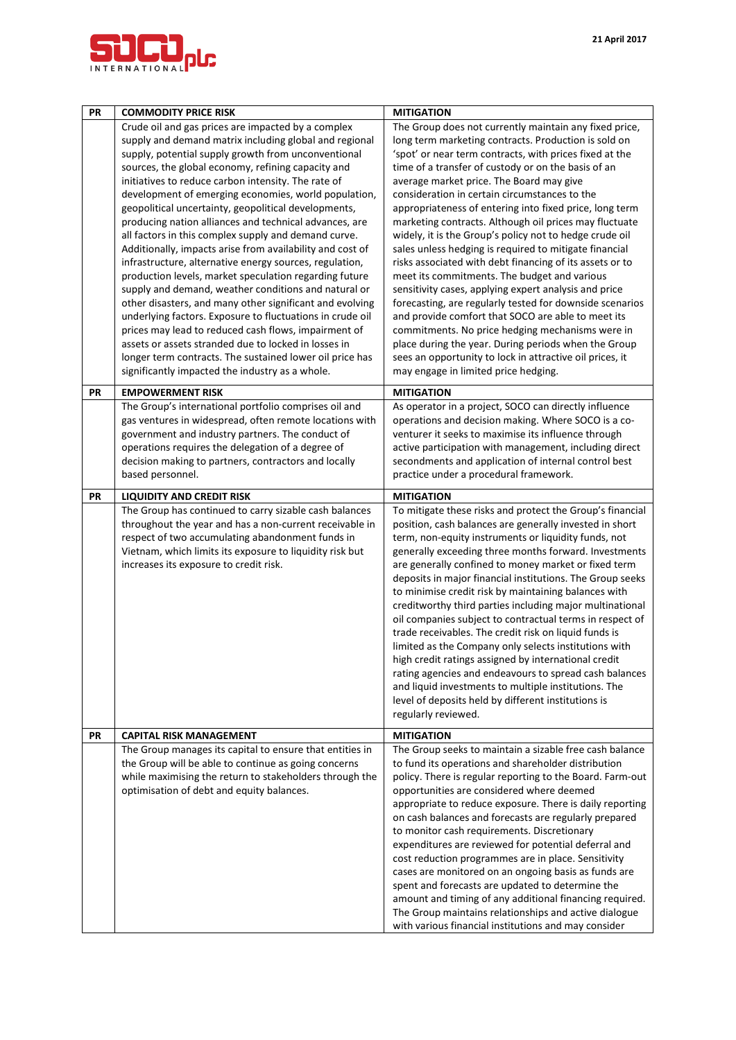| PR | COMMODITY PRICE RISK | MITIGATION |
|---|---|---|
| | Crude oil and gas prices are impacted by a complex supply and demand matrix including global and regional supply, potential supply growth from unconventional sources, the global economy, refining capacity and initiatives to reduce carbon intensity. The rate of development of emerging economies, world population, geopolitical uncertainty, geopolitical developments, producing nation alliances and technical advances, are all factors in this complex supply and demand curve. Additionally, impacts arise from availability and cost of infrastructure, alternative energy sources, regulation, production levels, market speculation regarding future supply and demand, weather conditions and natural or other disasters, and many other significant and evolving underlying factors. Exposure to fluctuations in crude oil prices may lead to reduced cash flows, impairment of assets or assets stranded due to locked in losses in longer term contracts. The sustained lower oil price has significantly impacted the industry as a whole. | The Group does not currently maintain any fixed price, long term marketing contracts. Production is sold on 'spot' or near term contracts, with prices fixed at the time of a transfer of custody or on the basis of an average market price. The Board may give consideration in certain circumstances to the appropriateness of entering into fixed price, long term marketing contracts. Although oil prices may fluctuate widely, it is the Group's policy not to hedge crude oil sales unless hedging is required to mitigate financial risks associated with debt financing of its assets or to meet its commitments. The budget and various sensitivity cases, applying expert analysis and price forecasting, are regularly tested for downside scenarios and provide comfort that SOCO are able to meet its commitments. No price hedging mechanisms were in place during the year. During periods when the Group sees an opportunity to lock in attractive oil prices, it may engage in limited price hedging. |
| **PR** | **EMPOWERMENT RISK** | **MITIGATION** |
| | The Group's international portfolio comprises oil and gas ventures in widespread, often remote locations with government and industry partners. The conduct of operations requires the delegation of a degree of decision making to partners, contractors and locally based personnel. | As operator in a project, SOCO can directly influence operations and decision making. Where SOCO is a co-venturer it seeks to maximise its influence through active participation with management, including direct secondments and application of internal control best practice under a procedural framework. |
| **PR** | **LIQUIDITY AND CREDIT RISK** | **MITIGATION** |
| | The Group has continued to carry sizable cash balances throughout the year and has a non-current receivable in respect of two accumulating abandonment funds in Vietnam, which limits its exposure to liquidity risk but increases its exposure to credit risk. | To mitigate these risks and protect the Group's financial position, cash balances are generally invested in short term, non-equity instruments or liquidity funds, not generally exceeding three months forward. Investments are generally confined to money market or fixed term deposits in major financial institutions. The Group seeks to minimise credit risk by maintaining balances with creditworthy third parties including major multinational oil companies subject to contractual terms in respect of trade receivables. The credit risk on liquid funds is limited as the Company only selects institutions with high credit ratings assigned by international credit rating agencies and endeavours to spread cash balances and liquid investments to multiple institutions. The level of deposits held by different institutions is regularly reviewed. |
| **PR** | **CAPITAL RISK MANAGEMENT** | **MITIGATION** |
| | The Group manages its capital to ensure that entities in the Group will be able to continue as going concerns while maximising the return to stakeholders through the optimisation of debt and equity balances. | The Group seeks to maintain a sizable free cash balance to fund its operations and shareholder distribution policy. There is regular reporting to the Board. Farm-out opportunities are considered where deemed appropriate to reduce exposure. There is daily reporting on cash balances and forecasts are regularly prepared to monitor cash requirements. Discretionary expenditures are reviewed for potential deferral and cost reduction programmes are in place. Sensitivity cases are monitored on an ongoing basis as funds are spent and forecasts are updated to determine the amount and timing of any additional financing required. The Group maintains relationships and active dialogue with various financial institutions and may consider |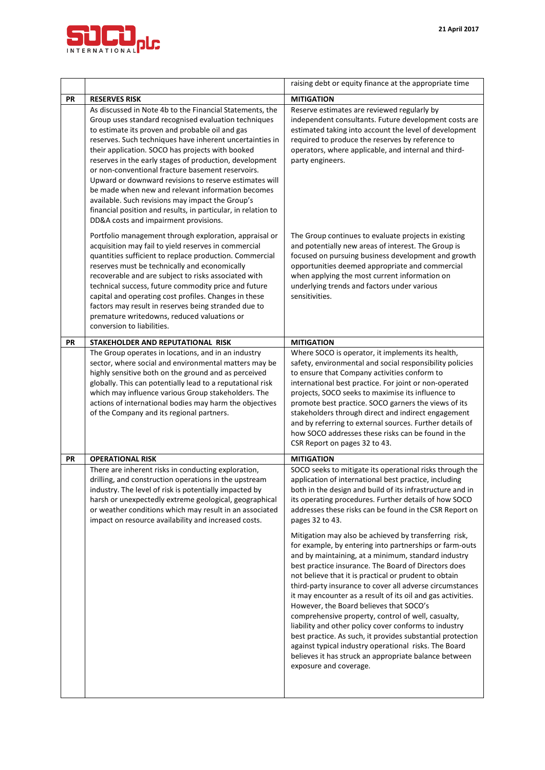| | | |
|---|---|---|
| | | raising debt or equity finance at the appropriate time |
| **PR** | **RESERVES RISK** | **MITIGATION** |
| | As discussed in Note 4b to the Financial Statements, the Group uses standard recognised evaluation techniques to estimate its proven and probable oil and gas reserves. Such techniques have inherent uncertainties in their application. SOCO has projects with booked reserves in the early stages of production, development or non-conventional fracture basement reservoirs. Upward or downward revisions to reserve estimates will be made when new and relevant information becomes available. Such revisions may impact the Group's financial position and results, in particular, in relation to DD&A costs and impairment provisions. | Reserve estimates are reviewed regularly by independent consultants. Future development costs are estimated taking into account the level of development required to produce the reserves by reference to operators, where applicable, and internal and third-party engineers. |
| | Portfolio management through exploration, appraisal or acquisition may fail to yield reserves in commercial quantities sufficient to replace production. Commercial reserves must be technically and economically recoverable and are subject to risks associated with technical success, future commodity price and future capital and operating cost profiles. Changes in these factors may result in reserves being stranded due to premature writedowns, reduced valuations or conversion to liabilities. | The Group continues to evaluate projects in existing and potentially new areas of interest. The Group is focused on pursuing business development and growth opportunities deemed appropriate and commercial when applying the most current information on underlying trends and factors under various sensitivities. |
| **PR** | **STAKEHOLDER AND REPUTATIONAL RISK** | **MITIGATION** |
| | The Group operates in locations, and in an industry sector, where social and environmental matters may be highly sensitive both on the ground and as perceived globally. This can potentially lead to a reputational risk which may influence various Group stakeholders. The actions of international bodies may harm the objectives of the Company and its regional partners. | Where SOCO is operator, it implements its health, safety, environmental and social responsibility policies to ensure that Company activities conform to international best practice. For joint or non-operated projects, SOCO seeks to maximise its influence to promote best practice. SOCO garners the views of its stakeholders through direct and indirect engagement and by referring to external sources. Further details of how SOCO addresses these risks can be found in the CSR Report on pages 32 to 43. |
| **PR** | **OPERATIONAL RISK** | **MITIGATION** |
| | There are inherent risks in conducting exploration, drilling, and construction operations in the upstream industry. The level of risk is potentially impacted by harsh or unexpectedly extreme geological, geographical or weather conditions which may result in an associated impact on resource availability and increased costs. | SOCO seeks to mitigate its operational risks through the application of international best practice, including both in the design and build of its infrastructure and in its operating procedures. Further details of how SOCO addresses these risks can be found in the CSR Report on pages 32 to 43.<br><br>Mitigation may also be achieved by transferring risk, for example, by entering into partnerships or farm-outs and by maintaining, at a minimum, standard industry best practice insurance. The Board of Directors does not believe that it is practical or prudent to obtain third-party insurance to cover all adverse circumstances it may encounter as a result of its oil and gas activities. However, the Board believes that SOCO's comprehensive property, control of well, casualty, liability and other policy cover conforms to industry best practice. As such, it provides substantial protection against typical industry operational risks. The Board believes it has struck an appropriate balance between exposure and coverage. |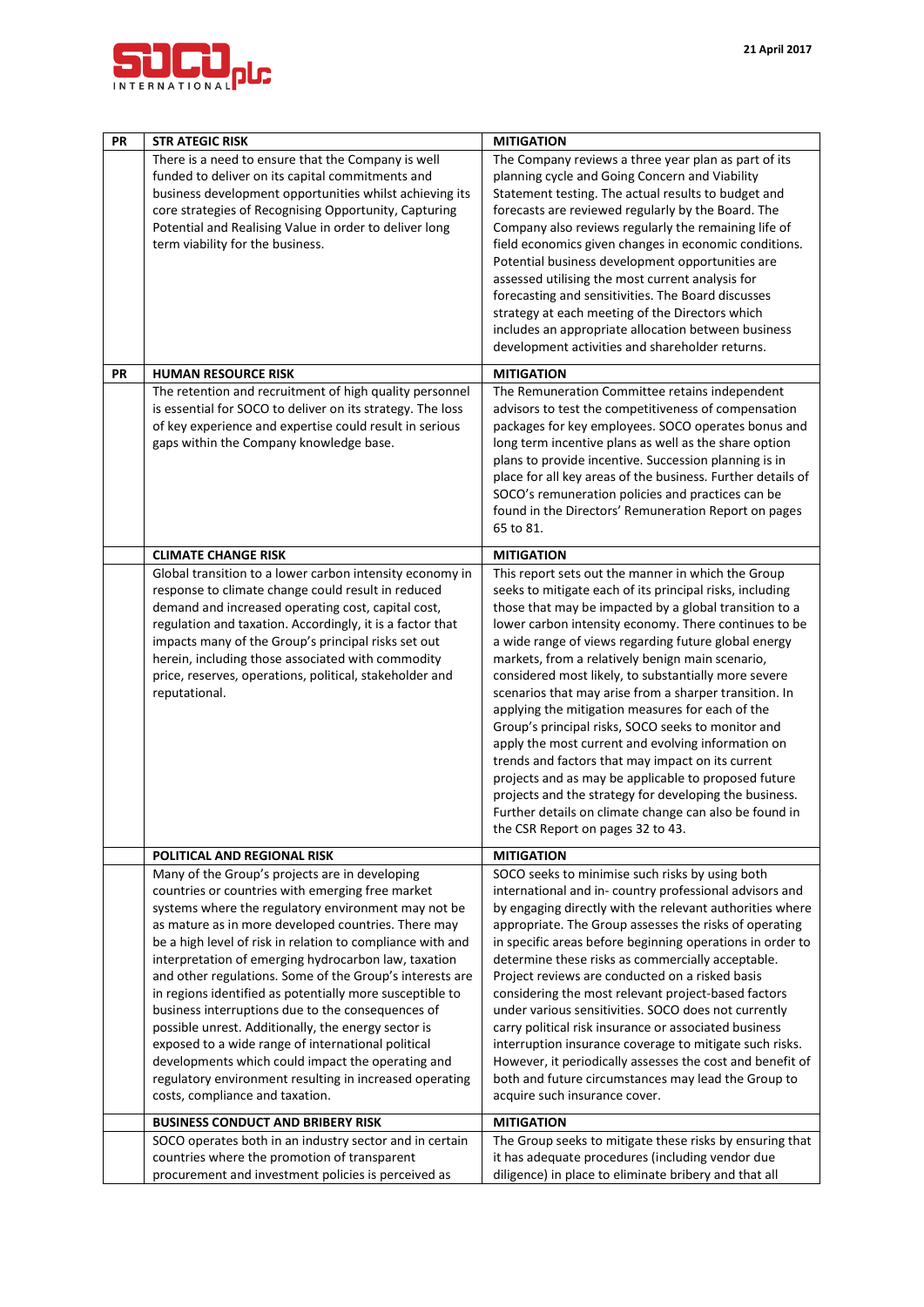| PR | STR ATEGIC RISK | MITIGATION |
|---|---|---|
| | There is a need to ensure that the Company is well funded to deliver on its capital commitments and business development opportunities whilst achieving its core strategies of Recognising Opportunity, Capturing Potential and Realising Value in order to deliver long term viability for the business. | The Company reviews a three year plan as part of its planning cycle and Going Concern and Viability Statement testing. The actual results to budget and forecasts are reviewed regularly by the Board. The Company also reviews regularly the remaining life of field economics given changes in economic conditions. Potential business development opportunities are assessed utilising the most current analysis for forecasting and sensitivities. The Board discusses strategy at each meeting of the Directors which includes an appropriate allocation between business development activities and shareholder returns. |
| **PR** | **HUMAN RESOURCE RISK** | **MITIGATION** |
| | The retention and recruitment of high quality personnel is essential for SOCO to deliver on its strategy. The loss of key experience and expertise could result in serious gaps within the Company knowledge base. | The Remuneration Committee retains independent advisors to test the competitiveness of compensation packages for key employees. SOCO operates bonus and long term incentive plans as well as the share option plans to provide incentive. Succession planning is in place for all key areas of the business. Further details of SOCO's remuneration policies and practices can be found in the Directors' Remuneration Report on pages 65 to 81. |
| | **CLIMATE CHANGE RISK** | **MITIGATION** |
| | Global transition to a lower carbon intensity economy in response to climate change could result in reduced demand and increased operating cost, capital cost, regulation and taxation. Accordingly, it is a factor that impacts many of the Group's principal risks set out herein, including those associated with commodity price, reserves, operations, political, stakeholder and reputational. | This report sets out the manner in which the Group seeks to mitigate each of its principal risks, including those that may be impacted by a global transition to a lower carbon intensity economy. There continues to be a wide range of views regarding future global energy markets, from a relatively benign main scenario, considered most likely, to substantially more severe scenarios that may arise from a sharper transition. In applying the mitigation measures for each of the Group's principal risks, SOCO seeks to monitor and apply the most current and evolving information on trends and factors that may impact on its current projects and as may be applicable to proposed future projects and the strategy for developing the business. Further details on climate change can also be found in the CSR Report on pages 32 to 43. |
| | **POLITICAL AND REGIONAL RISK** | **MITIGATION** |
| | Many of the Group's projects are in developing countries or countries with emerging free market systems where the regulatory environment may not be as mature as in more developed countries. There may be a high level of risk in relation to compliance with and interpretation of emerging hydrocarbon law, taxation and other regulations. Some of the Group's interests are in regions identified as potentially more susceptible to business interruptions due to the consequences of possible unrest. Additionally, the energy sector is exposed to a wide range of international political developments which could impact the operating and regulatory environment resulting in increased operating costs, compliance and taxation. | SOCO seeks to minimise such risks by using both international and in- country professional advisors and by engaging directly with the relevant authorities where appropriate. The Group assesses the risks of operating in specific areas before beginning operations in order to determine these risks as commercially acceptable. Project reviews are conducted on a risked basis considering the most relevant project-based factors under various sensitivities. SOCO does not currently carry political risk insurance or associated business interruption insurance coverage to mitigate such risks. However, it periodically assesses the cost and benefit of both and future circumstances may lead the Group to acquire such insurance cover. |
| | **BUSINESS CONDUCT AND BRIBERY RISK** | **MITIGATION** |
| | SOCO operates both in an industry sector and in certain countries where the promotion of transparent procurement and investment policies is perceived as | The Group seeks to mitigate these risks by ensuring that it has adequate procedures (including vendor due diligence) in place to eliminate bribery and that all |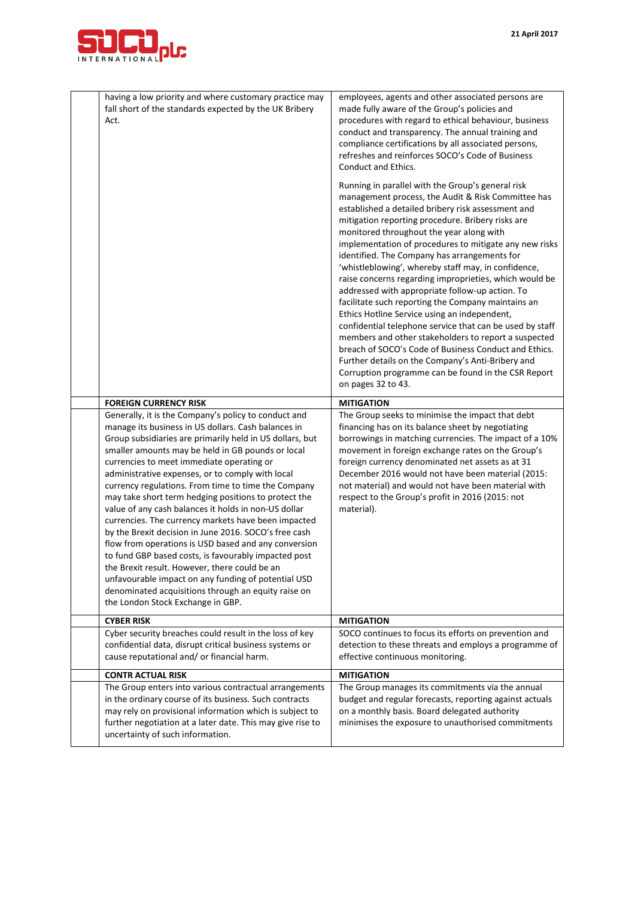| | | |
|---|---|---|
| | having a low priority and where customary practice may fall short of the standards expected by the UK Bribery Act. | employees, agents and other associated persons are made fully aware of the Group's policies and procedures with regard to ethical behaviour, business conduct and transparency. The annual training and compliance certifications by all associated persons, refreshes and reinforces SOCO's Code of Business Conduct and Ethics.<br><br>Running in parallel with the Group's general risk management process, the Audit & Risk Committee has established a detailed bribery risk assessment and mitigation reporting procedure. Bribery risks are monitored throughout the year along with implementation of procedures to mitigate any new risks identified. The Company has arrangements for 'whistleblowing', whereby staff may, in confidence, raise concerns regarding improprieties, which would be addressed with appropriate follow-up action. To facilitate such reporting the Company maintains an Ethics Hotline Service using an independent, confidential telephone service that can be used by staff members and other stakeholders to report a suspected breach of SOCO's Code of Business Conduct and Ethics. Further details on the Company's Anti-Bribery and Corruption programme can be found in the CSR Report on pages 32 to 43. |
| | **FOREIGN CURRENCY RISK** | **MITIGATION** |
| | Generally, it is the Company's policy to conduct and manage its business in US dollars. Cash balances in Group subsidiaries are primarily held in US dollars, but smaller amounts may be held in GB pounds or local currencies to meet immediate operating or administrative expenses, or to comply with local currency regulations. From time to time the Company may take short term hedging positions to protect the value of any cash balances it holds in non-US dollar currencies. The currency markets have been impacted by the Brexit decision in June 2016. SOCO's free cash flow from operations is USD based and any conversion to fund GBP based costs, is favourably impacted post the Brexit result. However, there could be an unfavourable impact on any funding of potential USD denominated acquisitions through an equity raise on the London Stock Exchange in GBP. | The Group seeks to minimise the impact that debt financing has on its balance sheet by negotiating borrowings in matching currencies. The impact of a 10% movement in foreign exchange rates on the Group's foreign currency denominated net assets as at 31 December 2016 would not have been material (2015: not material) and would not have been material with respect to the Group's profit in 2016 (2015: not material). |
| | **CYBER RISK** | **MITIGATION** |
| | Cyber security breaches could result in the loss of key confidential data, disrupt critical business systems or cause reputational and/ or financial harm. | SOCO continues to focus its efforts on prevention and detection to these threats and employs a programme of effective continuous monitoring. |
| | **CONTR ACTUAL RISK** | **MITIGATION** |
| | The Group enters into various contractual arrangements in the ordinary course of its business. Such contracts may rely on provisional information which is subject to further negotiation at a later date. This may give rise to uncertainty of such information. | The Group manages its commitments via the annual budget and regular forecasts, reporting against actuals on a monthly basis. Board delegated authority minimises the exposure to unauthorised commitments |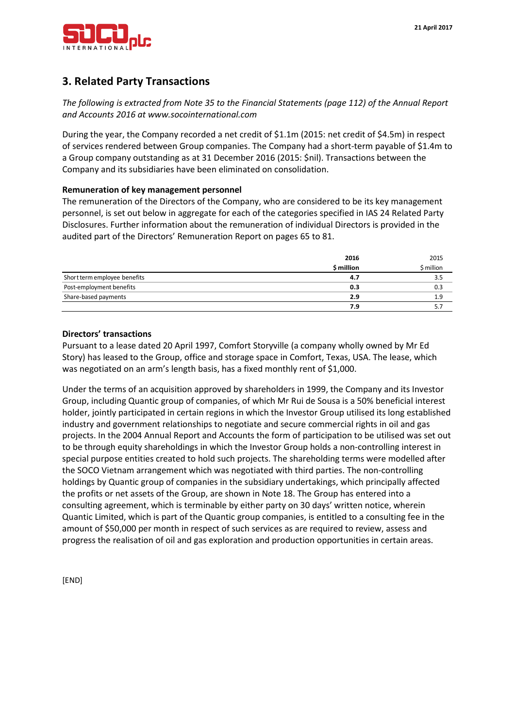## 3. Related Party Transactions

*The following is extracted from Note 35 to the Financial Statements (page 112) of the Annual Report and Accounts 2016 at www.socointernational.com*

During the year, the Company recorded a net credit of $1.1m (2015: net credit of $4.5m) in respect of services rendered between Group companies. The Company had a short-term payable of $1.4m to a Group company outstanding as at 31 December 2016 (2015: $nil). Transactions between the Company and its subsidiaries have been eliminated on consolidation.

**Remuneration of key management personnel**

The remuneration of the Directors of the Company, who are considered to be its key management personnel, is set out below in aggregate for each of the categories specified in IAS 24 Related Party Disclosures. Further information about the remuneration of individual Directors is provided in the audited part of the Directors' Remuneration Report on pages 65 to 81.

| | **2016** | 2015 |
|---|---|---|
| | **$ million** | $ million |
| Short term employee benefits | **4.7** | 3.5 |
| Post-employment benefits | **0.3** | 0.3 |
| Share-based payments | **2.9** | 1.9 |
| | **7.9** | 5.7 |

**Directors' transactions**

Pursuant to a lease dated 20 April 1997, Comfort Storyville (a company wholly owned by Mr Ed Story) has leased to the Group, office and storage space in Comfort, Texas, USA. The lease, which was negotiated on an arm's length basis, has a fixed monthly rent of $1,000.

Under the terms of an acquisition approved by shareholders in 1999, the Company and its Investor Group, including Quantic group of companies, of which Mr Rui de Sousa is a 50% beneficial interest holder, jointly participated in certain regions in which the Investor Group utilised its long established industry and government relationships to negotiate and secure commercial rights in oil and gas projects. In the 2004 Annual Report and Accounts the form of participation to be utilised was set out to be through equity shareholdings in which the Investor Group holds a non-controlling interest in special purpose entities created to hold such projects. The shareholding terms were modelled after the SOCO Vietnam arrangement which was negotiated with third parties. The non-controlling holdings by Quantic group of companies in the subsidiary undertakings, which principally affected the profits or net assets of the Group, are shown in Note 18. The Group has entered into a consulting agreement, which is terminable by either party on 30 days' written notice, wherein Quantic Limited, which is part of the Quantic group companies, is entitled to a consulting fee in the amount of $50,000 per month in respect of such services as are required to review, assess and progress the realisation of oil and gas exploration and production opportunities in certain areas.

[END]